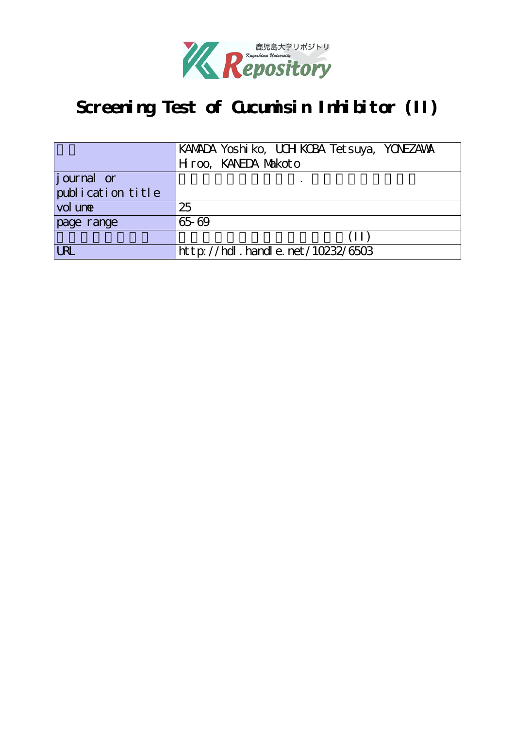# Screening Test of Cucumisin Inhibitor (II)

| | |
|---|---|
| 著者 | KAMADA Yoshiko, UCHIKOBA Tetsuya, YONEZAWA Hiroo, KANEDA Makoto |
| journal or publication title | 鹿児島大学理学部紀要. 数学・物理学・化学 |
| volume | 25 |
| page range | 65-69 |
| 別言語のタイトル | ククミシンインヒビターのスクリーニング(II) |
| URL | http://hdl.handle.net/10232/6503 |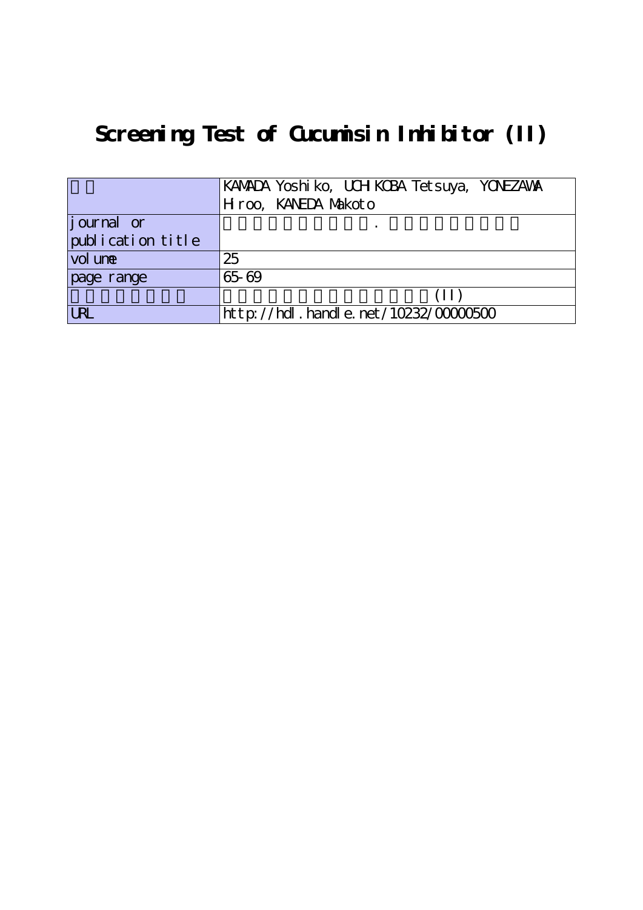# Screening Test of Cucumisin Inhibitor (II)

| | |
|---|---|
| | KAMADA Yoshiko, UCHIKOBA Tetsuya, YONEZAWA Hiroo, KANEDA Makoto |
| journal or publication title | . |
| volume | 25 |
| page range | 65-69 |
| | (II) |
| URL | http://hdl.handle.net/10232/00000500 |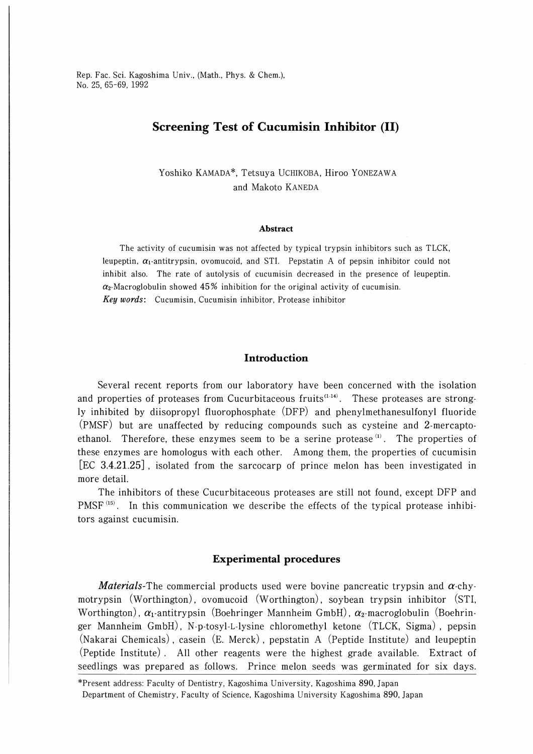# Screening Test of Cucumisin Inhibitor (II)

Yoshiko KAMADA*, Tetsuya UCHIKOBA, Hiroo YONEZAWA and Makoto KANEDA

### Abstract

The activity of cucumisin was not affected by typical trypsin inhibitors such as TLCK, leupeptin, $\alpha_1$-antitrypsin, ovomucoid, and STI. Pepstatin A of pepsin inhibitor could not inhibit also. The rate of autolysis of cucumisin decreased in the presence of leupeptin. $\alpha_2$-Macroglobulin showed 45% inhibition for the original activity of cucumisin.

***Key words*:** Cucumisin, Cucumisin inhibitor, Protease inhibitor

## Introduction

Several recent reports from our laboratory have been concerned with the isolation and properties of proteases from Cucurbitaceous fruits[1-14]. These proteases are strongly inhibited by diisopropyl fluorophosphate (DFP) and phenylmethanesulfonyl fluoride (PMSF) but are unaffected by reducing compounds such as cysteine and 2-mercaptoethanol. Therefore, these enzymes seem to be a serine protease[1]. The properties of these enzymes are homologus with each other. Among them, the properties of cucumisin [EC 3.4.21.25], isolated from the sarcocarp of prince melon has been investigated in more detail.

The inhibitors of these Cucurbitaceous proteases are still not found, except DFP and PMSF[15]. In this communication we describe the effects of the typical protease inhibitors against cucumisin.

## Experimental procedures

***Materials***-The commercial products used were bovine pancreatic trypsin and $\alpha$-chymotrypsin (Worthington), ovomucoid (Worthington), soybean trypsin inhibitor (STI, Worthington), $\alpha_1$-antitrypsin (Boehringer Mannheim GmbH), $\alpha_2$-macroglobulin (Boehringer Mannheim GmbH), N-p-tosyl-L-lysine chloromethyl ketone (TLCK, Sigma), pepsin (Nakarai Chemicals), casein (E. Merck), pepstatin A (Peptide Institute) and leupeptin (Peptide Institute). All other reagents were the highest grade available. Extract of seedlings was prepared as follows. Prince melon seeds was germinated for six days.

*Present address: Faculty of Dentistry, Kagoshima University, Kagoshima 890, Japan
Department of Chemistry, Faculty of Science, Kagoshima University Kagoshima 890, Japan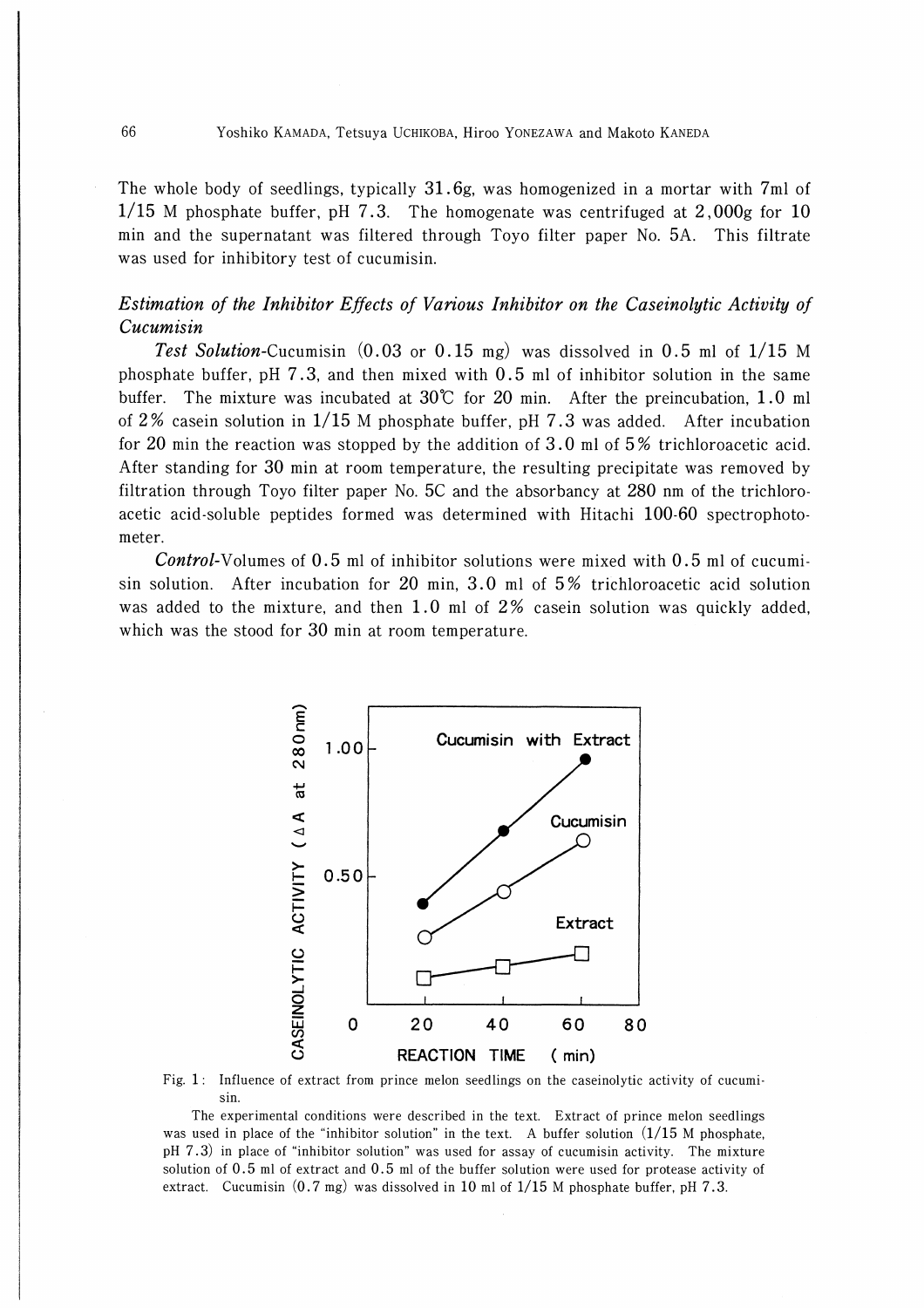The whole body of seedlings, typically 31.6g, was homogenized in a mortar with 7ml of 1/15 M phosphate buffer, pH 7.3. The homogenate was centrifuged at 2,000g for 10 min and the supernatant was filtered through Toyo filter paper No. 5A. This filtrate was used for inhibitory test of cucumisin.

### *Estimation of the Inhibitor Effects of Various Inhibitor on the Caseinolytic Activity of Cucumisin*

*Test Solution*-Cucumisin (0.03 or 0.15 mg) was dissolved in 0.5 ml of 1/15 M phosphate buffer, pH 7.3, and then mixed with 0.5 ml of inhibitor solution in the same buffer. The mixture was incubated at 30℃ for 20 min. After the preincubation, 1.0 ml of 2% casein solution in 1/15 M phosphate buffer, pH 7.3 was added. After incubation for 20 min the reaction was stopped by the addition of 3.0 ml of 5% trichloroacetic acid. After standing for 30 min at room temperature, the resulting precipitate was removed by filtration through Toyo filter paper No. 5C and the absorbancy at 280 nm of the trichloroacetic acid-soluble peptides formed was determined with Hitachi 100-60 spectrophotometer.

*Control*-Volumes of 0.5 ml of inhibitor solutions were mixed with 0.5 ml of cucumisin solution. After incubation for 20 min, 3.0 ml of 5% trichloroacetic acid solution was added to the mixture, and then 1.0 ml of 2% casein solution was quickly added, which was the stood for 30 min at room temperature.

Fig. 1: Influence of extract from prince melon seedlings on the caseinolytic activity of cucumisin.

The experimental conditions were described in the text. Extract of prince melon seedlings was used in place of the "inhibitor solution" in the text. A buffer solution (1/15 M phosphate, pH 7.3) in place of "inhibitor solution" was used for assay of cucumisin activity. The mixture solution of 0.5 ml of extract and 0.5 ml of the buffer solution were used for protease activity of extract. Cucumisin (0.7 mg) was dissolved in 10 ml of 1/15 M phosphate buffer, pH 7.3.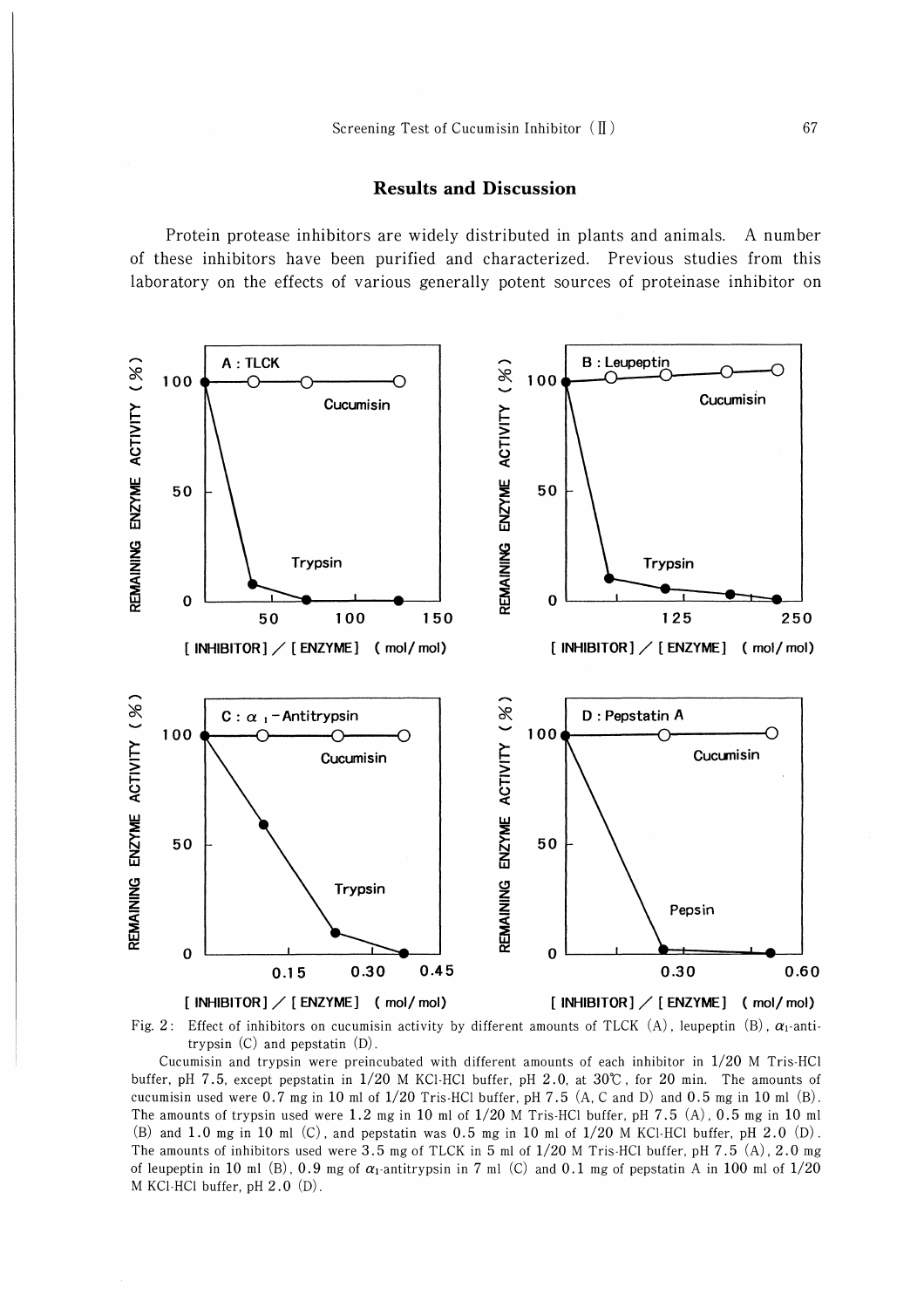## Results and Discussion

Protein protease inhibitors are widely distributed in plants and animals. A number of these inhibitors have been purified and characterized. Previous studies from this laboratory on the effects of various generally potent sources of proteinase inhibitor on

Fig. 2: Effect of inhibitors on cucumisin activity by different amounts of TLCK (A), leupeptin (B), $\alpha_1$-antitrypsin (C) and pepstatin (D).

Cucumisin and trypsin were preincubated with different amounts of each inhibitor in 1/20 M Tris-HCl buffer, pH 7.5, except pepstatin in 1/20 M KCl-HCl buffer, pH 2.0, at 30℃, for 20 min. The amounts of cucumisin used were 0.7 mg in 10 ml of 1/20 Tris-HCl buffer, pH 7.5 (A, C and D) and 0.5 mg in 10 ml (B). The amounts of trypsin used were 1.2 mg in 10 ml of 1/20 M Tris-HCl buffer, pH 7.5 (A), 0.5 mg in 10 ml (B) and 1.0 mg in 10 ml (C), and pepstatin was 0.5 mg in 10 ml of 1/20 M KCl-HCl buffer, pH 2.0 (D). The amounts of inhibitors used were 3.5 mg of TLCK in 5 ml of 1/20 M Tris-HCl buffer, pH 7.5 (A), 2.0 mg of leupeptin in 10 ml (B), 0.9 mg of $\alpha_1$-antitrypsin in 7 ml (C) and 0.1 mg of pepstatin A in 100 ml of 1/20 M KCl-HCl buffer, pH 2.0 (D).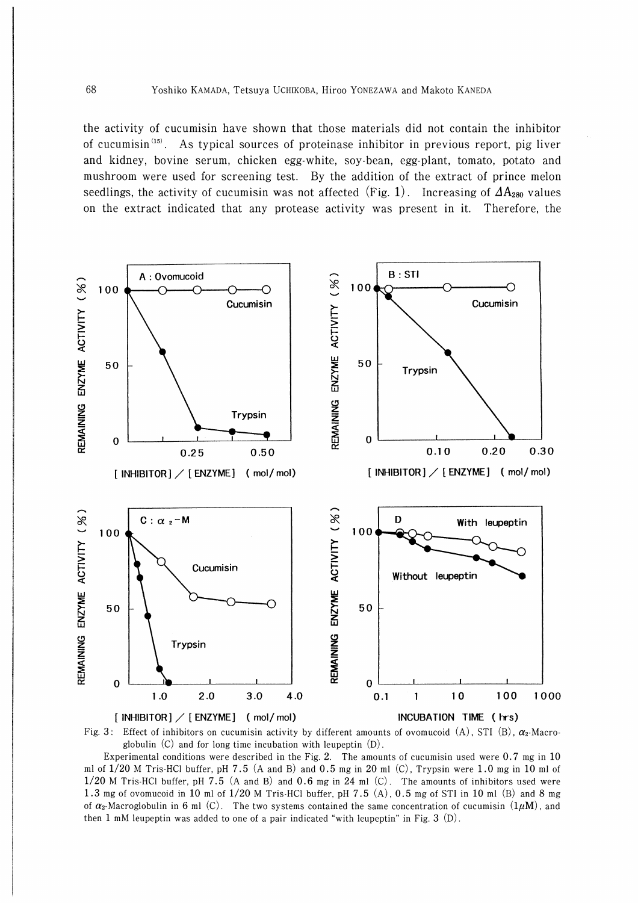the activity of cucumisin have shown that those materials did not contain the inhibitor of cucumisin[15]. As typical sources of proteinase inhibitor in previous report, pig liver and kidney, bovine serum, chicken egg-white, soy-bean, egg-plant, tomato, potato and mushroom were used for screening test. By the addition of the extract of prince melon seedlings, the activity of cucumisin was not affected (Fig. 1). Increasing of $\Delta A_{280}$ values on the extract indicated that any protease activity was present in it. Therefore, the

Fig. 3: Effect of inhibitors on cucumisin activity by different amounts of ovomucoid (A), STI (B), $\alpha_2$-Macroglobulin (C) and for long time incubation with leupeptin (D).

Experimental conditions were described in the Fig. 2. The amounts of cucumisin used were 0.7 mg in 10 ml of 1/20 M Tris-HCl buffer, pH 7.5 (A and B) and 0.5 mg in 20 ml (C), Trypsin were 1.0 mg in 10 ml of 1/20 M Tris-HCl buffer, pH 7.5 (A and B) and 0.6 mg in 24 ml (C). The amounts of inhibitors used were 1.3 mg of ovomucoid in 10 ml of 1/20 M Tris-HCl buffer, pH 7.5 (A), 0.5 mg of STI in 10 ml (B) and 8 mg of $\alpha_2$-Macroglobulin in 6 ml (C). The two systems contained the same concentration of cucumisin (1 $\mu$M), and then 1 mM leupeptin was added to one of a pair indicated "with leupeptin" in Fig. 3 (D).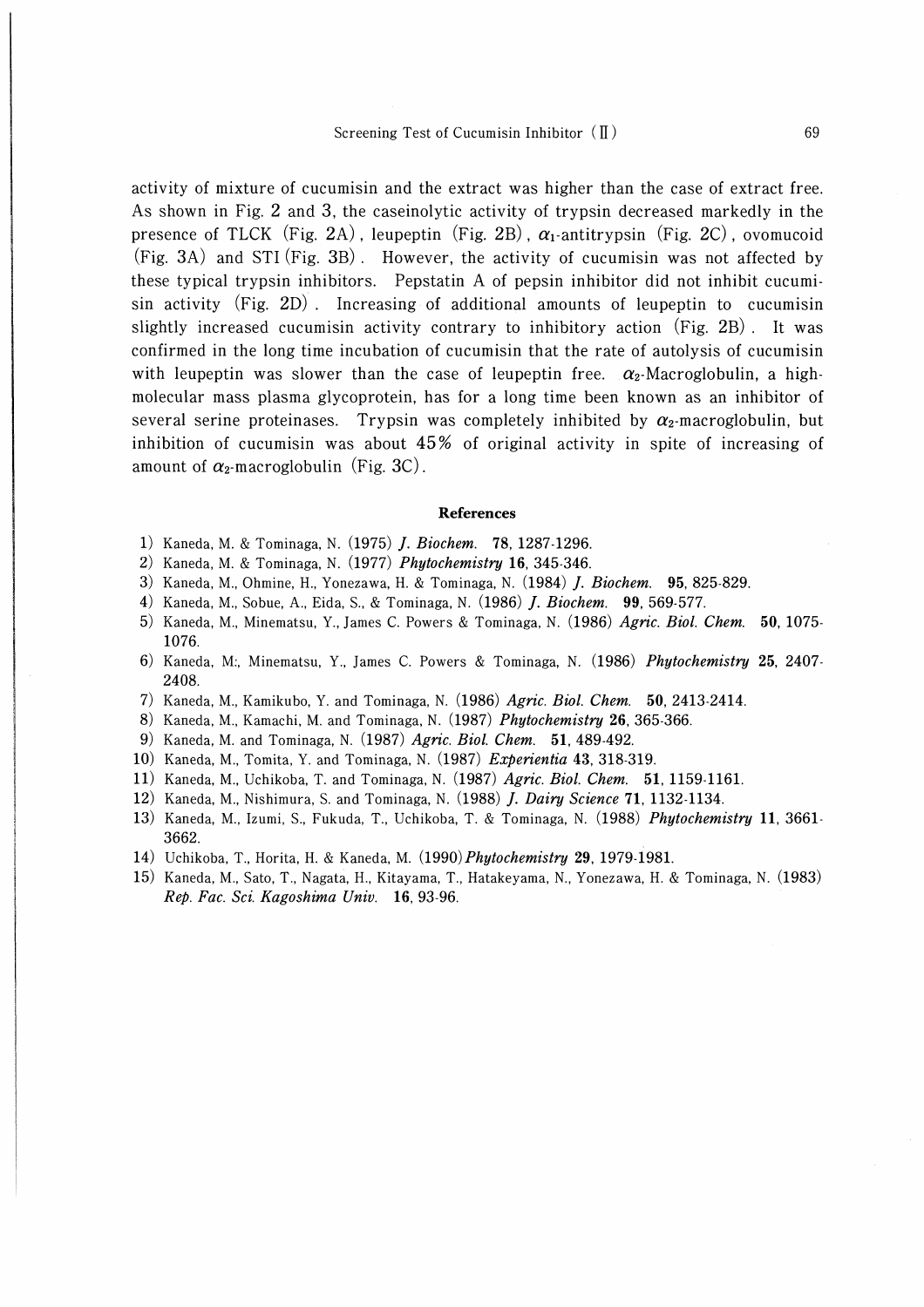activity of mixture of cucumisin and the extract was higher than the case of extract free. As shown in Fig. 2 and 3, the caseinolytic activity of trypsin decreased markedly in the presence of TLCK (Fig. 2A), leupeptin (Fig. 2B), $\alpha_1$-antitrypsin (Fig. 2C), ovomucoid (Fig. 3A) and STI (Fig. 3B). However, the activity of cucumisin was not affected by these typical trypsin inhibitors. Pepstatin A of pepsin inhibitor did not inhibit cucumisin activity (Fig. 2D). Increasing of additional amounts of leupeptin to cucumisin slightly increased cucumisin activity contrary to inhibitory action (Fig. 2B). It was confirmed in the long time incubation of cucumisin that the rate of autolysis of cucumisin with leupeptin was slower than the case of leupeptin free. $\alpha_2$-Macroglobulin, a high-molecular mass plasma glycoprotein, has for a long time been known as an inhibitor of several serine proteinases. Trypsin was completely inhibited by $\alpha_2$-macroglobulin, but inhibition of cucumisin was about 45% of original activity in spite of increasing of amount of $\alpha_2$-macroglobulin (Fig. 3C).

## References

1) Kaneda, M. & Tominaga, N. (1975) *J. Biochem.* **78**, 1287-1296.
2) Kaneda, M. & Tominaga, N. (1977) *Phytochemistry* **16**, 345-346.
3) Kaneda, M., Ohmine, H., Yonezawa, H. & Tominaga, N. (1984) *J. Biochem.* **95**, 825-829.
4) Kaneda, M., Sobue, A., Eida, S., & Tominaga, N. (1986) *J. Biochem.* **99**, 569-577.
5) Kaneda, M., Minematsu, Y., James C. Powers & Tominaga, N. (1986) *Agric. Biol. Chem.* **50**, 1075-1076.
6) Kaneda, M:, Minematsu, Y., James C. Powers & Tominaga, N. (1986) *Phytochemistry* **25**, 2407-2408.
7) Kaneda, M., Kamikubo, Y. and Tominaga, N. (1986) *Agric. Biol. Chem.* **50**, 2413-2414.
8) Kaneda, M., Kamachi, M. and Tominaga, N. (1987) *Phytochemistry* **26**, 365-366.
9) Kaneda, M. and Tominaga, N. (1987) *Agric. Biol. Chem.* **51**, 489-492.
10) Kaneda, M., Tomita, Y. and Tominaga, N. (1987) *Experientia* **43**, 318-319.
11) Kaneda, M., Uchikoba, T. and Tominaga, N. (1987) *Agric. Biol. Chem.* **51**, 1159-1161.
12) Kaneda, M., Nishimura, S. and Tominaga, N. (1988) *J. Dairy Science* **71**, 1132-1134.
13) Kaneda, M., Izumi, S., Fukuda, T., Uchikoba, T. & Tominaga, N. (1988) *Phytochemistry* **11**, 3661-3662.
14) Uchikoba, T., Horita, H. & Kaneda, M. (1990) *Phytochemistry* **29**, 1979-1981.
15) Kaneda, M., Sato, T., Nagata, H., Kitayama, T., Hatakeyama, N., Yonezawa, H. & Tominaga, N. (1983) *Rep. Fac. Sci. Kagoshima Univ.* **16**, 93-96.